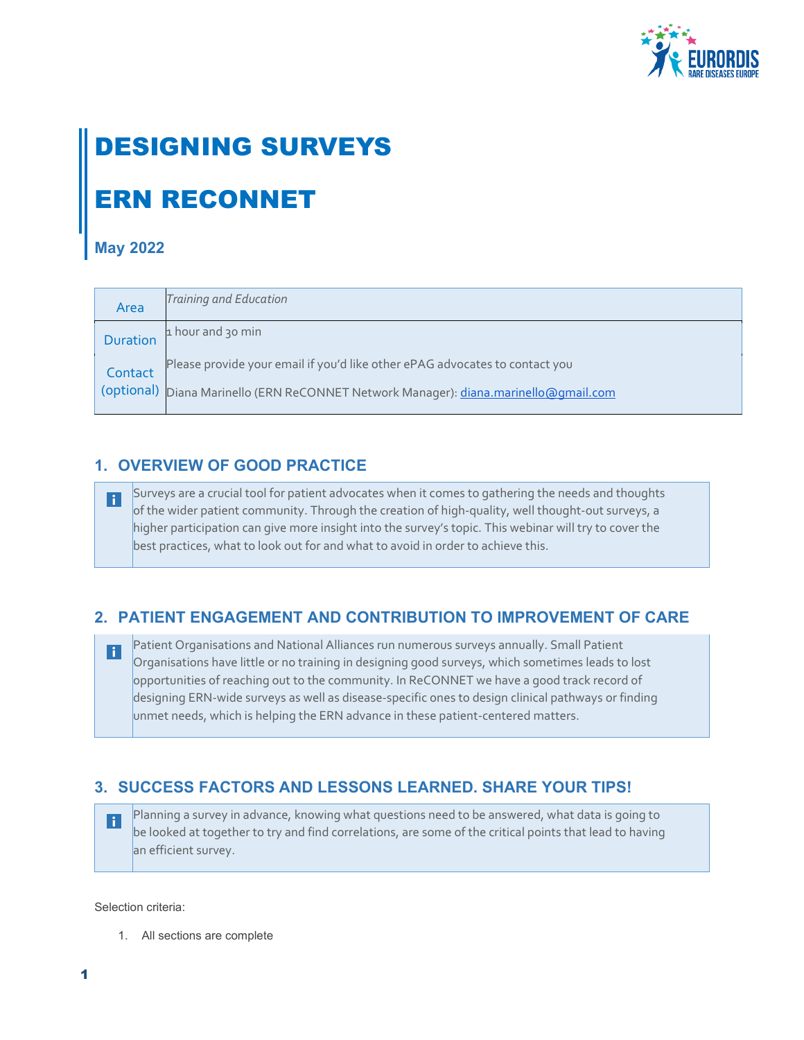# DESIGNING SURVEYS

# ERN RECONNET

### May 2022

| Area | *Training and Education* |
|---|---|
| Duration | 1 hour and 30 min |
| Contact (optional) | Please provide your email if you'd like other ePAG advocates to contact you<br>Diana Marinello (ERN ReCONNET Network Manager): diana.marinello@gmail.com |

## 1. OVERVIEW OF GOOD PRACTICE

Surveys are a crucial tool for patient advocates when it comes to gathering the needs and thoughts of the wider patient community. Through the creation of high-quality, well thought-out surveys, a higher participation can give more insight into the survey's topic. This webinar will try to cover the best practices, what to look out for and what to avoid in order to achieve this.

## 2. PATIENT ENGAGEMENT AND CONTRIBUTION TO IMPROVEMENT OF CARE

Patient Organisations and National Alliances run numerous surveys annually. Small Patient Organisations have little or no training in designing good surveys, which sometimes leads to lost opportunities of reaching out to the community. In ReCONNET we have a good track record of designing ERN-wide surveys as well as disease-specific ones to design clinical pathways or finding unmet needs, which is helping the ERN advance in these patient-centered matters.

## 3. SUCCESS FACTORS AND LESSONS LEARNED. SHARE YOUR TIPS!

Planning a survey in advance, knowing what questions need to be answered, what data is going to be looked at together to try and find correlations, are some of the critical points that lead to having an efficient survey.

Selection criteria:

1. All sections are complete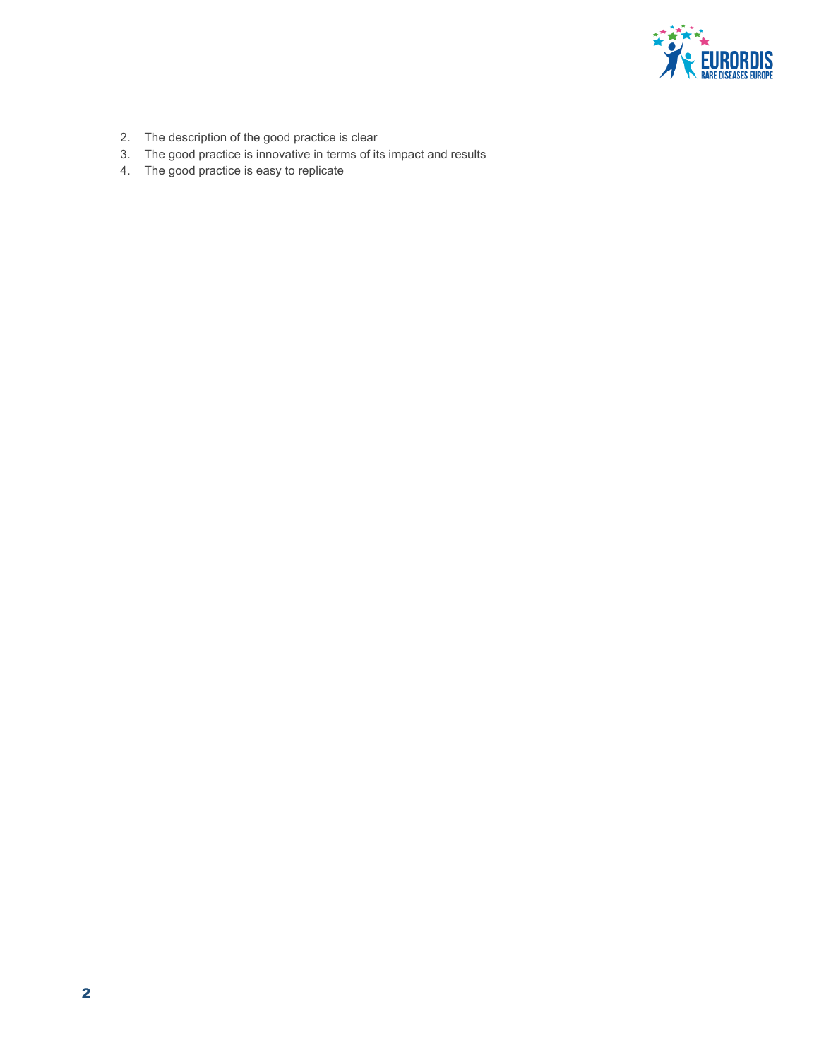2. The description of the good practice is clear
3. The good practice is innovative in terms of its impact and results
4. The good practice is easy to replicate